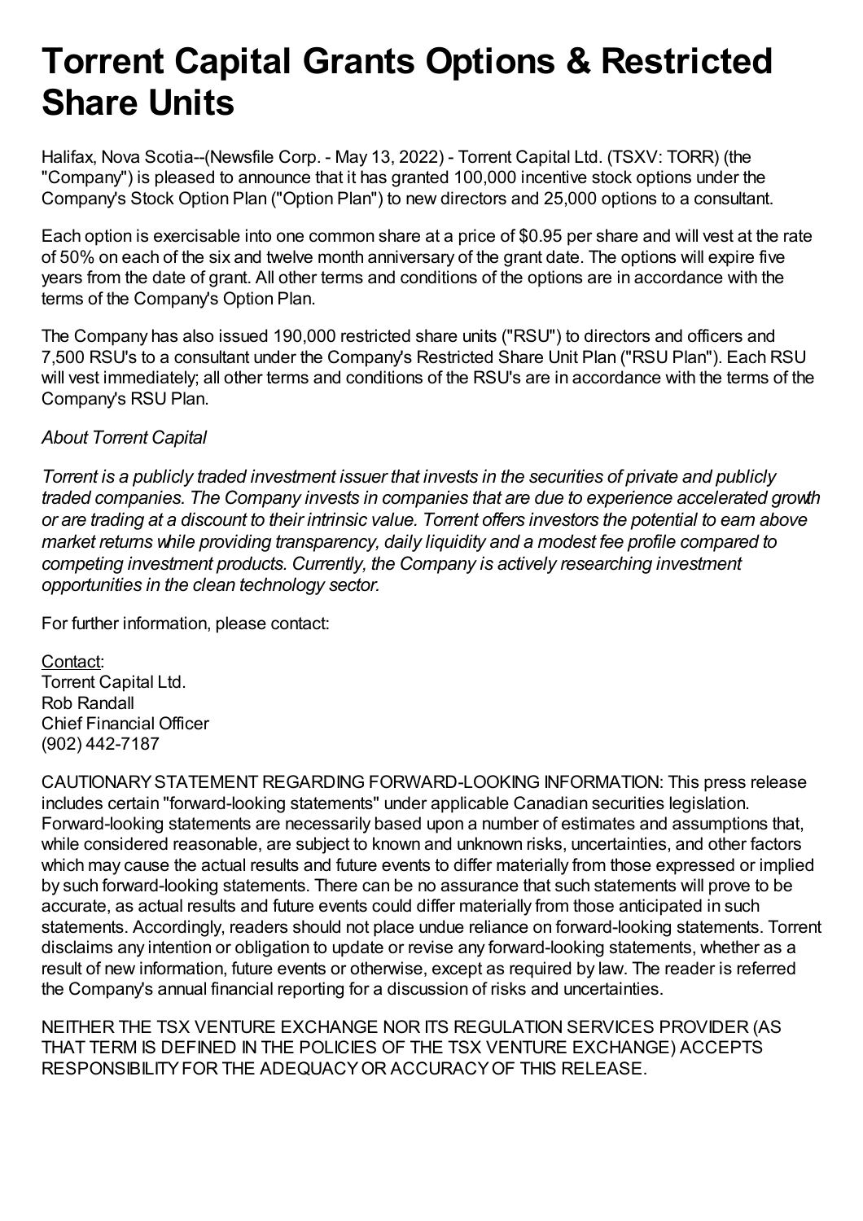# Torrent Capital Grants Options & Restricted Share Units

Halifax, Nova Scotia--(Newsfile Corp. - May 13, 2022) - Torrent Capital Ltd. (TSXV: TORR) (the "Company") is pleased to announce that it has granted 100,000 incentive stock options under the Company's Stock Option Plan ("Option Plan") to new directors and 25,000 options to a consultant.

Each option is exercisable into one common share at a price of $0.95 per share and will vest at the rate of 50% on each of the six and twelve month anniversary of the grant date. The options will expire five years from the date of grant. All other terms and conditions of the options are in accordance with the terms of the Company's Option Plan.

The Company has also issued 190,000 restricted share units ("RSU") to directors and officers and 7,500 RSU's to a consultant under the Company's Restricted Share Unit Plan ("RSU Plan"). Each RSU will vest immediately; all other terms and conditions of the RSU's are in accordance with the terms of the Company's RSU Plan.

*About Torrent Capital*

*Torrent is a publicly traded investment issuer that invests in the securities of private and publicly traded companies. The Company invests in companies that are due to experience accelerated growth or are trading at a discount to their intrinsic value. Torrent offers investors the potential to earn above market returns while providing transparency, daily liquidity and a modest fee profile compared to competing investment products. Currently, the Company is actively researching investment opportunities in the clean technology sector.*

For further information, please contact:

Contact:
Torrent Capital Ltd.
Rob Randall
Chief Financial Officer
(902) 442-7187

CAUTIONARY STATEMENT REGARDING FORWARD-LOOKING INFORMATION: This press release includes certain "forward-looking statements" under applicable Canadian securities legislation. Forward-looking statements are necessarily based upon a number of estimates and assumptions that, while considered reasonable, are subject to known and unknown risks, uncertainties, and other factors which may cause the actual results and future events to differ materially from those expressed or implied by such forward-looking statements. There can be no assurance that such statements will prove to be accurate, as actual results and future events could differ materially from those anticipated in such statements. Accordingly, readers should not place undue reliance on forward-looking statements. Torrent disclaims any intention or obligation to update or revise any forward-looking statements, whether as a result of new information, future events or otherwise, except as required by law. The reader is referred the Company's annual financial reporting for a discussion of risks and uncertainties.

NEITHER THE TSX VENTURE EXCHANGE NOR ITS REGULATION SERVICES PROVIDER (AS THAT TERM IS DEFINED IN THE POLICIES OF THE TSX VENTURE EXCHANGE) ACCEPTS RESPONSIBILITY FOR THE ADEQUACY OR ACCURACY OF THIS RELEASE.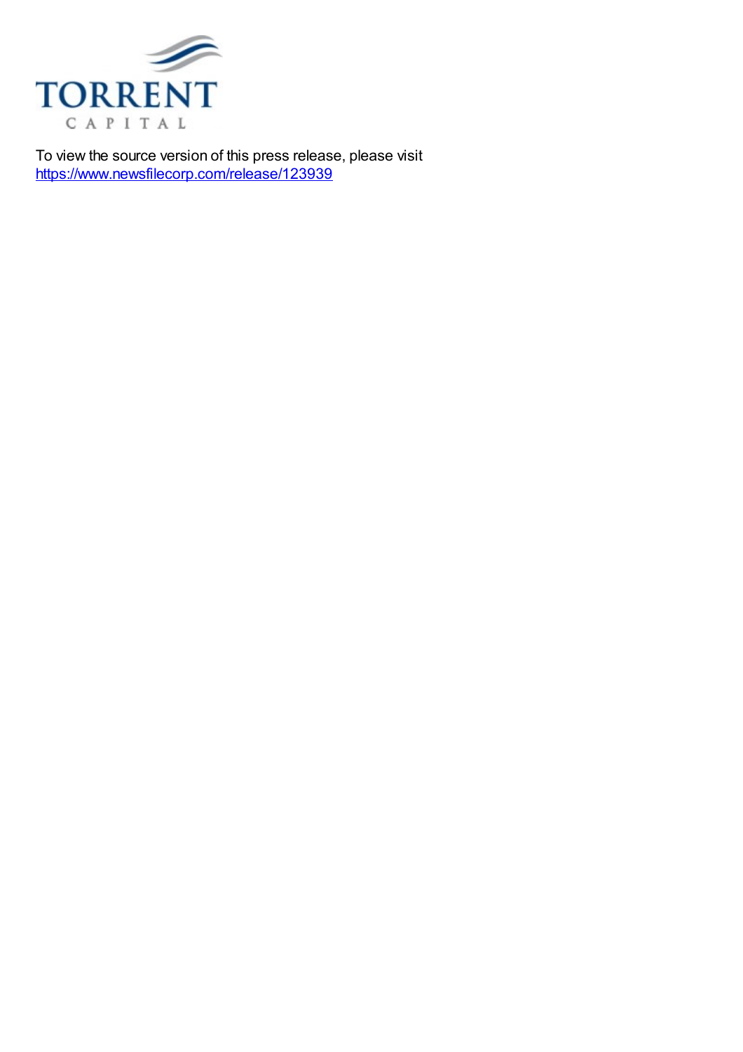To view the source version of this press release, please visit https://www.newsfilecorp.com/release/123939